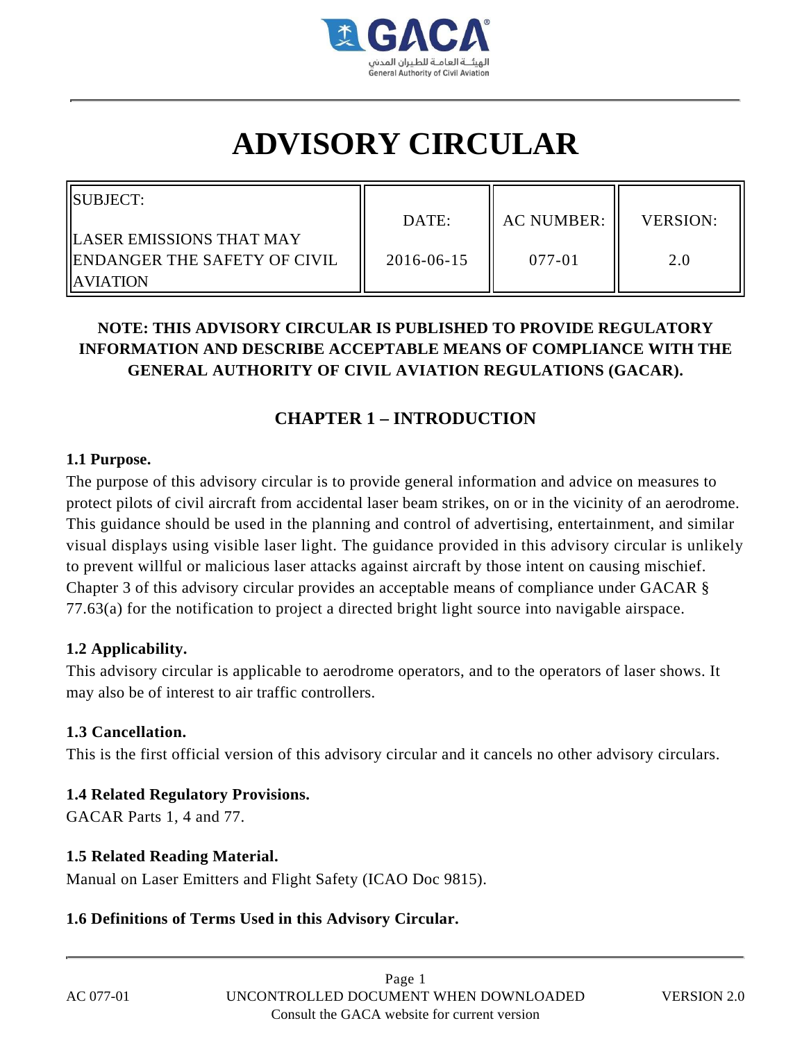# ADVISORY CIRCULAR

| SUBJECT: LASER EMISSIONS THAT MAY ENDANGER THE SAFETY OF CIVIL AVIATION | DATE: 2016-06-15 | AC NUMBER: 077-01 | VERSION: 2.0 |
| --- | --- | --- | --- |

**NOTE: THIS ADVISORY CIRCULAR IS PUBLISHED TO PROVIDE REGULATORY INFORMATION AND DESCRIBE ACCEPTABLE MEANS OF COMPLIANCE WITH THE GENERAL AUTHORITY OF CIVIL AVIATION REGULATIONS (GACAR).**

## CHAPTER 1 – INTRODUCTION

### 1.1 Purpose.

The purpose of this advisory circular is to provide general information and advice on measures to protect pilots of civil aircraft from accidental laser beam strikes, on or in the vicinity of an aerodrome. This guidance should be used in the planning and control of advertising, entertainment, and similar visual displays using visible laser light. The guidance provided in this advisory circular is unlikely to prevent willful or malicious laser attacks against aircraft by those intent on causing mischief. Chapter 3 of this advisory circular provides an acceptable means of compliance under GACAR § 77.63(a) for the notification to project a directed bright light source into navigable airspace.

### 1.2 Applicability.

This advisory circular is applicable to aerodrome operators, and to the operators of laser shows. It may also be of interest to air traffic controllers.

### 1.3 Cancellation.

This is the first official version of this advisory circular and it cancels no other advisory circulars.

### 1.4 Related Regulatory Provisions.

GACAR Parts 1, 4 and 77.

### 1.5 Related Reading Material.

Manual on Laser Emitters and Flight Safety (ICAO Doc 9815).

### 1.6 Definitions of Terms Used in this Advisory Circular.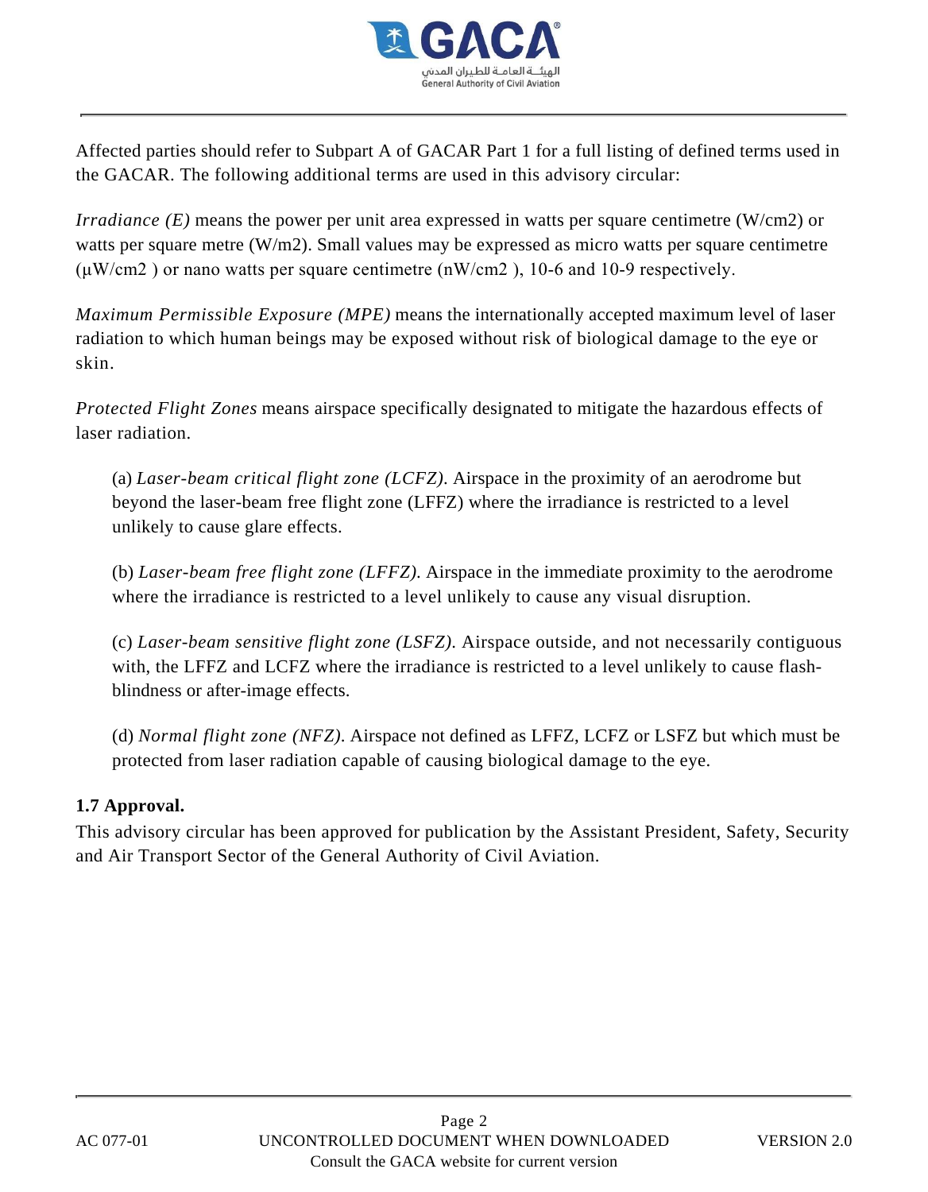Affected parties should refer to Subpart A of GACAR Part 1 for a full listing of defined terms used in the GACAR. The following additional terms are used in this advisory circular:

*Irradiance (E)* means the power per unit area expressed in watts per square centimetre (W/cm2) or watts per square metre (W/m2). Small values may be expressed as micro watts per square centimetre (μW/cm2 ) or nano watts per square centimetre (nW/cm2 ), 10-6 and 10-9 respectively.

*Maximum Permissible Exposure (MPE)* means the internationally accepted maximum level of laser radiation to which human beings may be exposed without risk of biological damage to the eye or skin.

*Protected Flight Zones* means airspace specifically designated to mitigate the hazardous effects of laser radiation.

(a) *Laser-beam critical flight zone (LCFZ).* Airspace in the proximity of an aerodrome but beyond the laser-beam free flight zone (LFFZ) where the irradiance is restricted to a level unlikely to cause glare effects.

(b) *Laser-beam free flight zone (LFFZ).* Airspace in the immediate proximity to the aerodrome where the irradiance is restricted to a level unlikely to cause any visual disruption.

(c) *Laser-beam sensitive flight zone (LSFZ).* Airspace outside, and not necessarily contiguous with, the LFFZ and LCFZ where the irradiance is restricted to a level unlikely to cause flash-blindness or after-image effects.

(d) *Normal flight zone (NFZ).* Airspace not defined as LFFZ, LCFZ or LSFZ but which must be protected from laser radiation capable of causing biological damage to the eye.

**1.7 Approval.**

This advisory circular has been approved for publication by the Assistant President, Safety, Security and Air Transport Sector of the General Authority of Civil Aviation.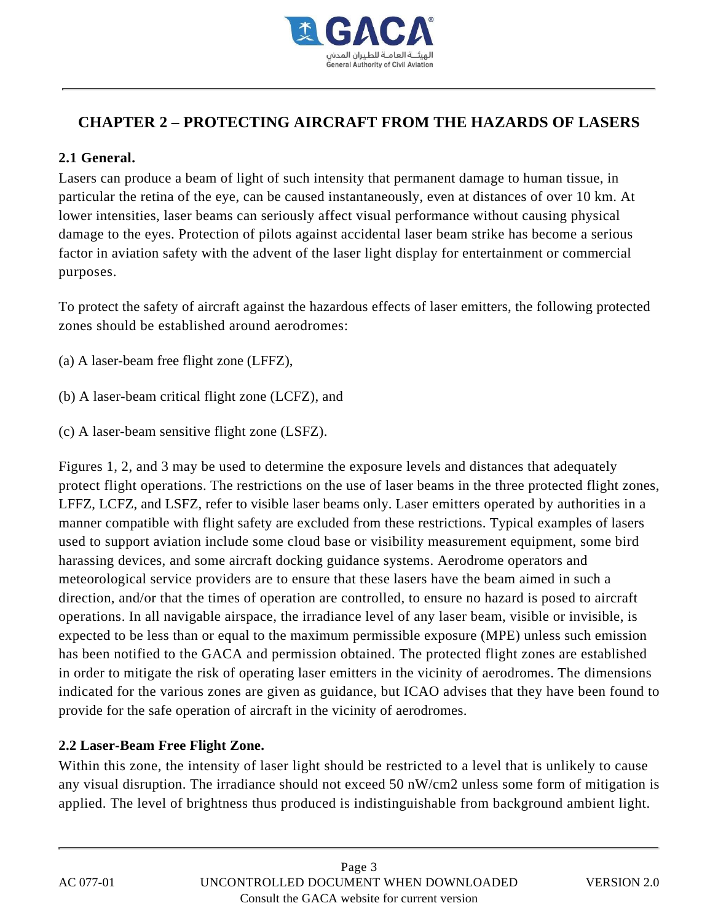# CHAPTER 2 – PROTECTING AIRCRAFT FROM THE HAZARDS OF LASERS

## 2.1 General.

Lasers can produce a beam of light of such intensity that permanent damage to human tissue, in particular the retina of the eye, can be caused instantaneously, even at distances of over 10 km. At lower intensities, laser beams can seriously affect visual performance without causing physical damage to the eyes. Protection of pilots against accidental laser beam strike has become a serious factor in aviation safety with the advent of the laser light display for entertainment or commercial purposes.

To protect the safety of aircraft against the hazardous effects of laser emitters, the following protected zones should be established around aerodromes:

(a) A laser-beam free flight zone (LFFZ),

(b) A laser-beam critical flight zone (LCFZ), and

(c) A laser-beam sensitive flight zone (LSFZ).

Figures 1, 2, and 3 may be used to determine the exposure levels and distances that adequately protect flight operations. The restrictions on the use of laser beams in the three protected flight zones, LFFZ, LCFZ, and LSFZ, refer to visible laser beams only. Laser emitters operated by authorities in a manner compatible with flight safety are excluded from these restrictions. Typical examples of lasers used to support aviation include some cloud base or visibility measurement equipment, some bird harassing devices, and some aircraft docking guidance systems. Aerodrome operators and meteorological service providers are to ensure that these lasers have the beam aimed in such a direction, and/or that the times of operation are controlled, to ensure no hazard is posed to aircraft operations. In all navigable airspace, the irradiance level of any laser beam, visible or invisible, is expected to be less than or equal to the maximum permissible exposure (MPE) unless such emission has been notified to the GACA and permission obtained. The protected flight zones are established in order to mitigate the risk of operating laser emitters in the vicinity of aerodromes. The dimensions indicated for the various zones are given as guidance, but ICAO advises that they have been found to provide for the safe operation of aircraft in the vicinity of aerodromes.

## 2.2 Laser-Beam Free Flight Zone.

Within this zone, the intensity of laser light should be restricted to a level that is unlikely to cause any visual disruption. The irradiance should not exceed 50 nW/cm2 unless some form of mitigation is applied. The level of brightness thus produced is indistinguishable from background ambient light.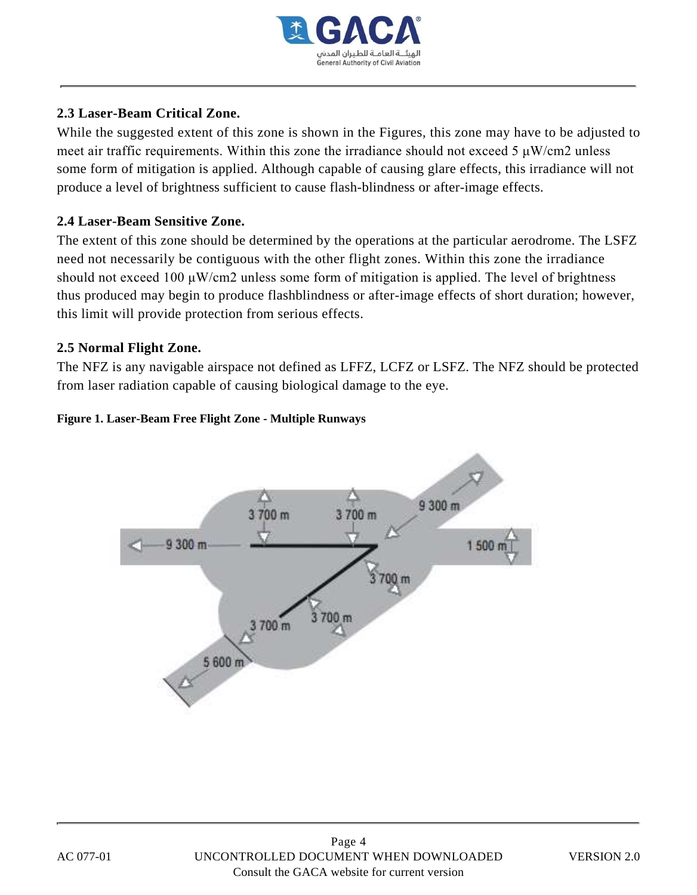### 2.3 Laser-Beam Critical Zone.

While the suggested extent of this zone is shown in the Figures, this zone may have to be adjusted to meet air traffic requirements. Within this zone the irradiance should not exceed 5 μW/cm2 unless some form of mitigation is applied. Although capable of causing glare effects, this irradiance will not produce a level of brightness sufficient to cause flash-blindness or after-image effects.

### 2.4 Laser-Beam Sensitive Zone.

The extent of this zone should be determined by the operations at the particular aerodrome. The LSFZ need not necessarily be contiguous with the other flight zones. Within this zone the irradiance should not exceed 100 μW/cm2 unless some form of mitigation is applied. The level of brightness thus produced may begin to produce flashblindness or after-image effects of short duration; however, this limit will provide protection from serious effects.

### 2.5 Normal Flight Zone.

The NFZ is any navigable airspace not defined as LFFZ, LCFZ or LSFZ. The NFZ should be protected from laser radiation capable of causing biological damage to the eye.

**Figure 1. Laser-Beam Free Flight Zone - Multiple Runways**

9 300 m
3 700 m
3 700 m
9 300 m
1 500 m
3 700 m
3 700 m
3 700 m
5 600 m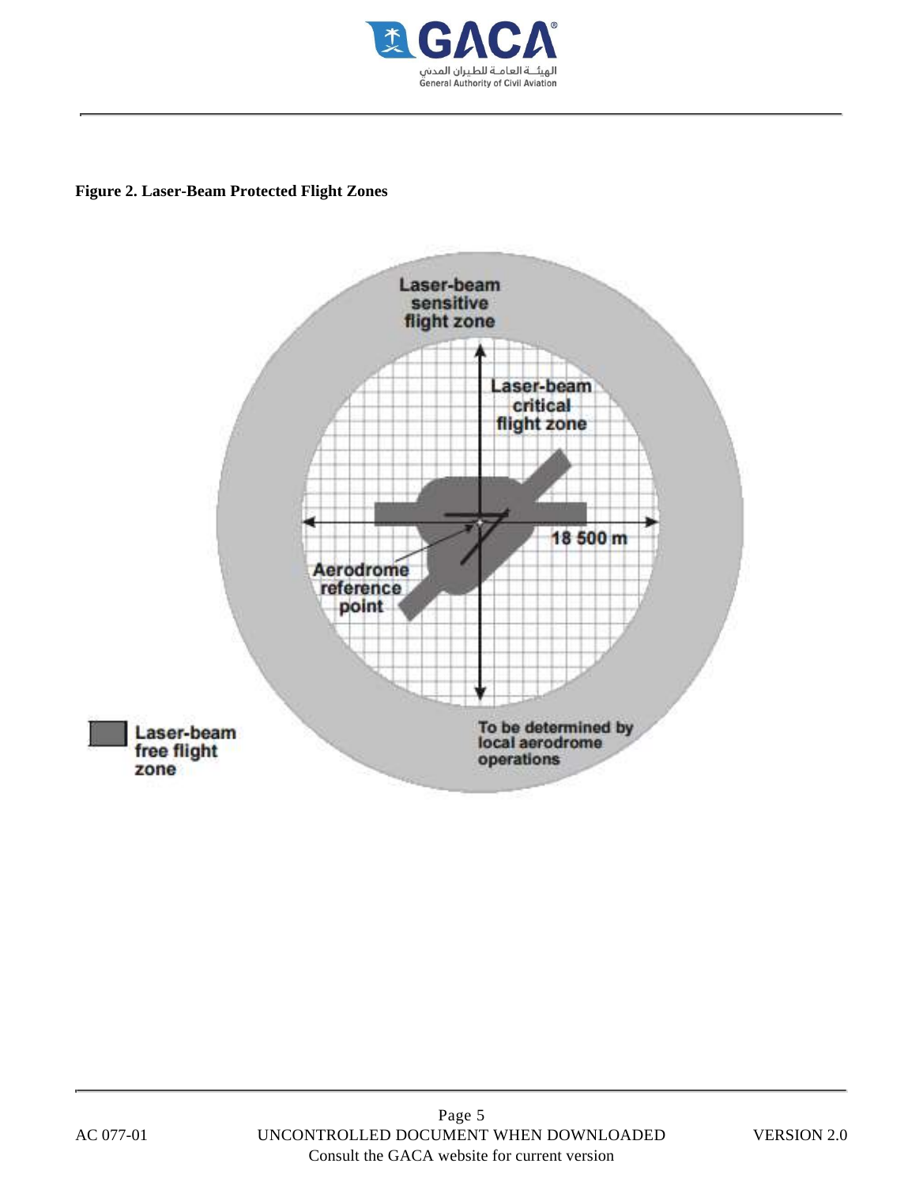**Figure 2. Laser-Beam Protected Flight Zones**

Laser-beam sensitive flight zone

Laser-beam critical flight zone

18 500 m

Aerodrome reference point

Laser-beam free flight zone

To be determined by local aerodrome operations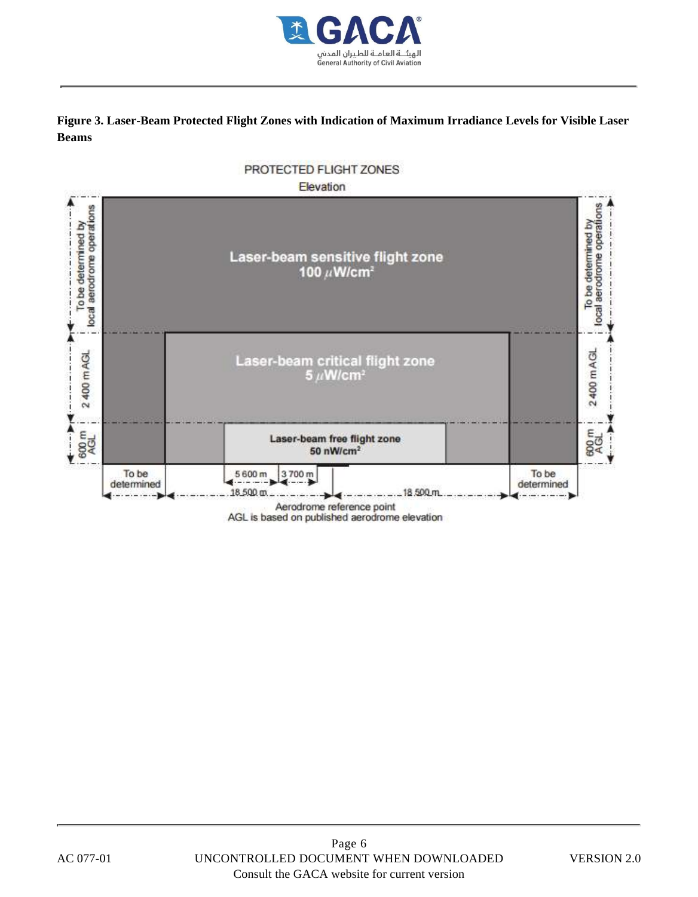**Figure 3. Laser-Beam Protected Flight Zones with Indication of Maximum Irradiance Levels for Visible Laser Beams**

PROTECTED FLIGHT ZONES

Elevation

Laser-beam sensitive flight zone
100 $\mu$W/cm$^2$

Laser-beam critical flight zone
5 $\mu$W/cm$^2$

Laser-beam free flight zone
50 nW/cm$^2$

To be determined by local aerodrome operations

2 400 m AGL

600 m AGL

To be determined

5 600 m

3 700 m

18 500 m

18 500 m

Aerodrome reference point

AGL is based on published aerodrome elevation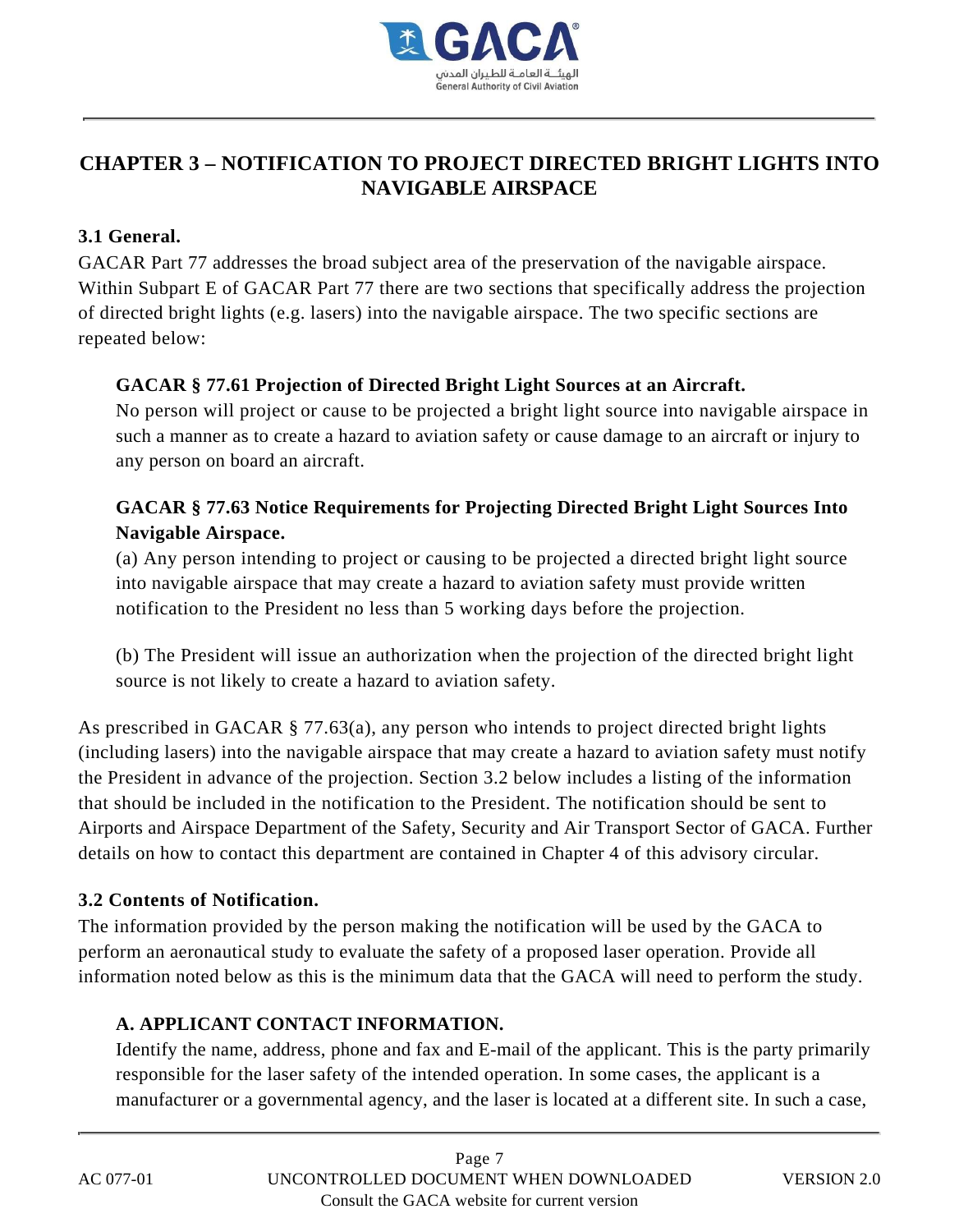# CHAPTER 3 – NOTIFICATION TO PROJECT DIRECTED BRIGHT LIGHTS INTO NAVIGABLE AIRSPACE

## 3.1 General.

GACAR Part 77 addresses the broad subject area of the preservation of the navigable airspace. Within Subpart E of GACAR Part 77 there are two sections that specifically address the projection of directed bright lights (e.g. lasers) into the navigable airspace. The two specific sections are repeated below:

> **GACAR § 77.61 Projection of Directed Bright Light Sources at an Aircraft.**
> No person will project or cause to be projected a bright light source into navigable airspace in such a manner as to create a hazard to aviation safety or cause damage to an aircraft or injury to any person on board an aircraft.
>
> **GACAR § 77.63 Notice Requirements for Projecting Directed Bright Light Sources Into Navigable Airspace.**
> (a) Any person intending to project or causing to be projected a directed bright light source into navigable airspace that may create a hazard to aviation safety must provide written notification to the President no less than 5 working days before the projection.
>
> (b) The President will issue an authorization when the projection of the directed bright light source is not likely to create a hazard to aviation safety.

As prescribed in GACAR § 77.63(a), any person who intends to project directed bright lights (including lasers) into the navigable airspace that may create a hazard to aviation safety must notify the President in advance of the projection. Section 3.2 below includes a listing of the information that should be included in the notification to the President. The notification should be sent to Airports and Airspace Department of the Safety, Security and Air Transport Sector of GACA. Further details on how to contact this department are contained in Chapter 4 of this advisory circular.

## 3.2 Contents of Notification.

The information provided by the person making the notification will be used by the GACA to perform an aeronautical study to evaluate the safety of a proposed laser operation. Provide all information noted below as this is the minimum data that the GACA will need to perform the study.

> **A. APPLICANT CONTACT INFORMATION.**
> Identify the name, address, phone and fax and E-mail of the applicant. This is the party primarily responsible for the laser safety of the intended operation. In some cases, the applicant is a manufacturer or a governmental agency, and the laser is located at a different site. In such a case,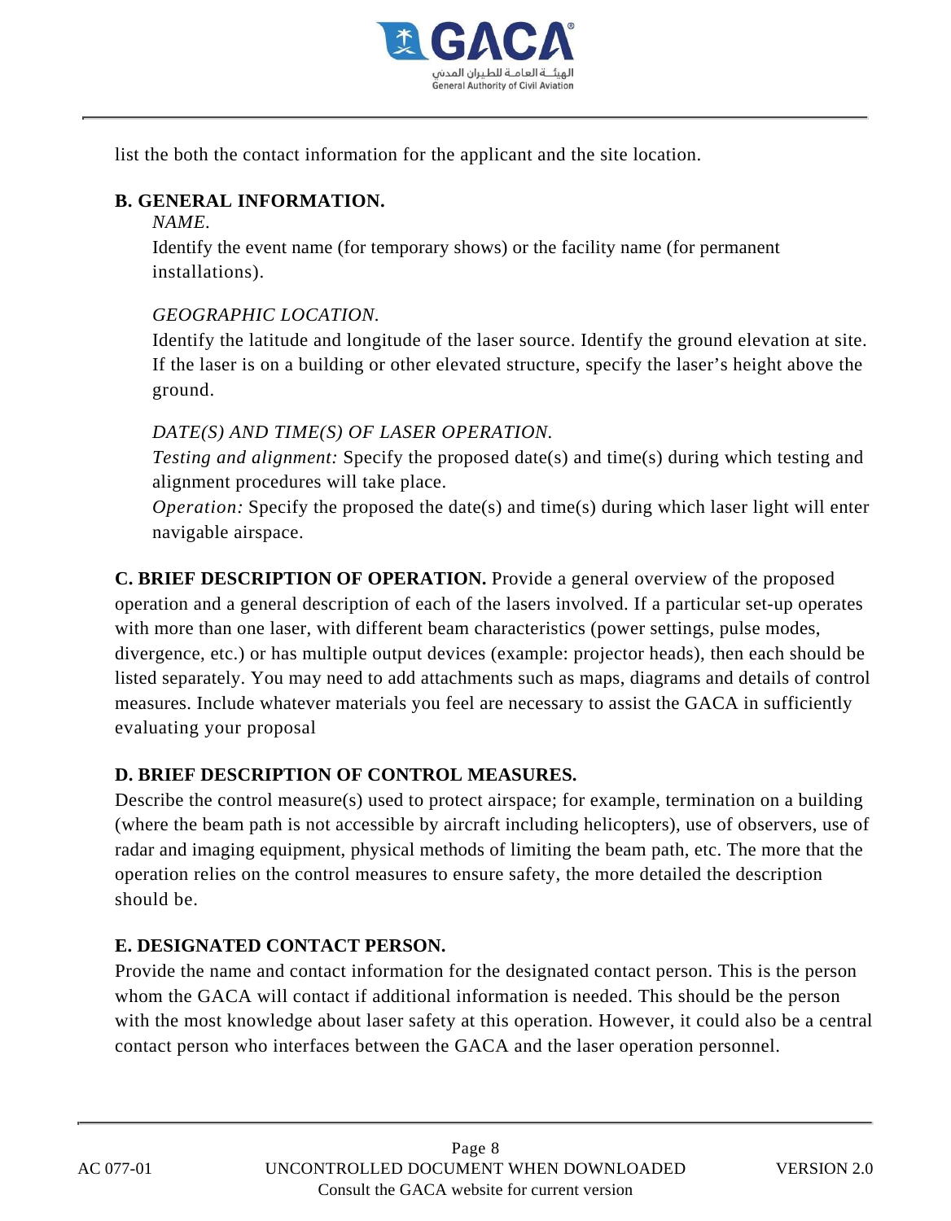list the both the contact information for the applicant and the site location.

**B. GENERAL INFORMATION.**

*NAME.*

Identify the event name (for temporary shows) or the facility name (for permanent installations).

*GEOGRAPHIC LOCATION.*

Identify the latitude and longitude of the laser source. Identify the ground elevation at site. If the laser is on a building or other elevated structure, specify the laser's height above the ground.

*DATE(S) AND TIME(S) OF LASER OPERATION.*

*Testing and alignment:* Specify the proposed date(s) and time(s) during which testing and alignment procedures will take place.

*Operation:* Specify the proposed the date(s) and time(s) during which laser light will enter navigable airspace.

**C. BRIEF DESCRIPTION OF OPERATION.** Provide a general overview of the proposed operation and a general description of each of the lasers involved. If a particular set-up operates with more than one laser, with different beam characteristics (power settings, pulse modes, divergence, etc.) or has multiple output devices (example: projector heads), then each should be listed separately. You may need to add attachments such as maps, diagrams and details of control measures. Include whatever materials you feel are necessary to assist the GACA in sufficiently evaluating your proposal

**D. BRIEF DESCRIPTION OF CONTROL MEASURES.**

Describe the control measure(s) used to protect airspace; for example, termination on a building (where the beam path is not accessible by aircraft including helicopters), use of observers, use of radar and imaging equipment, physical methods of limiting the beam path, etc. The more that the operation relies on the control measures to ensure safety, the more detailed the description should be.

**E. DESIGNATED CONTACT PERSON.**

Provide the name and contact information for the designated contact person. This is the person whom the GACA will contact if additional information is needed. This should be the person with the most knowledge about laser safety at this operation. However, it could also be a central contact person who interfaces between the GACA and the laser operation personnel.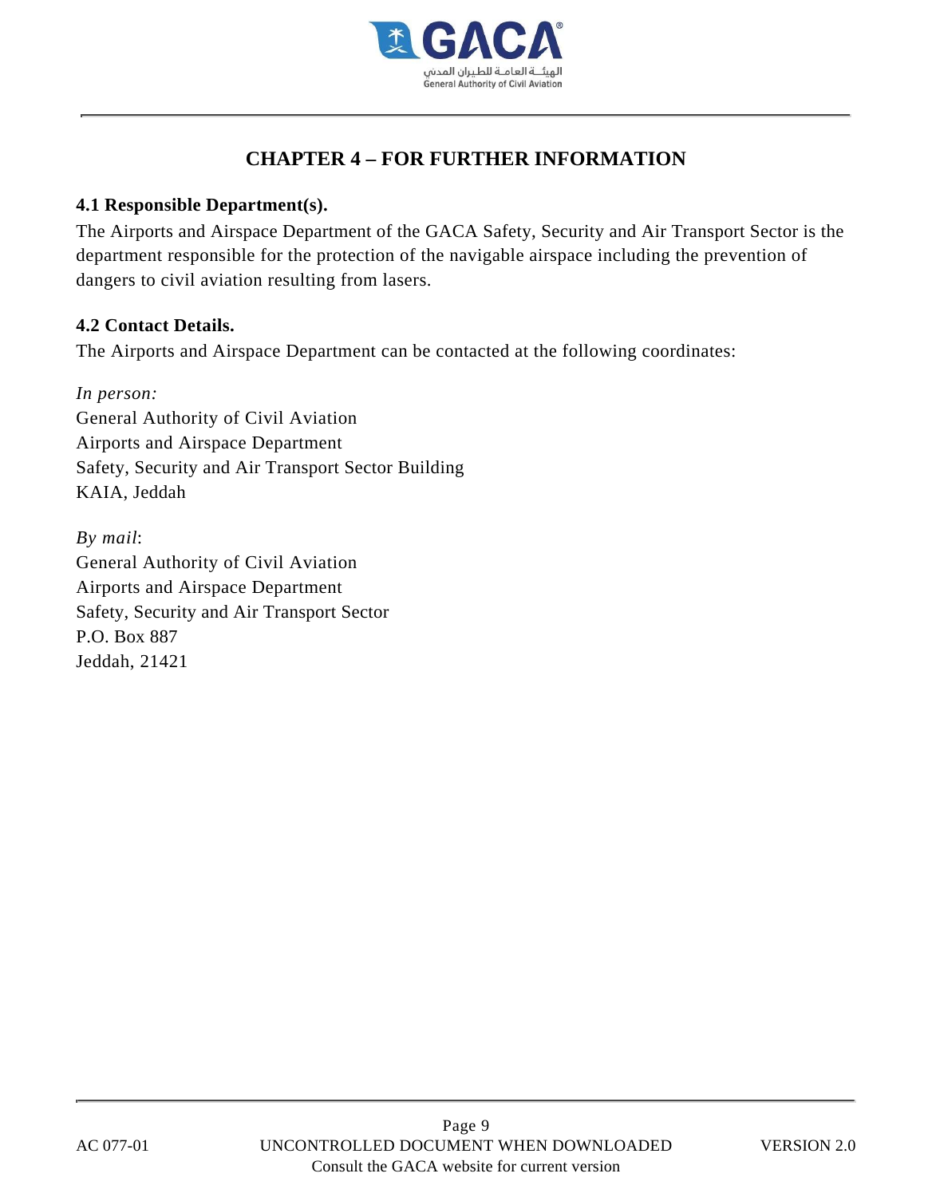# CHAPTER 4 – FOR FURTHER INFORMATION

**4.1 Responsible Department(s).**

The Airports and Airspace Department of the GACA Safety, Security and Air Transport Sector is the department responsible for the protection of the navigable airspace including the prevention of dangers to civil aviation resulting from lasers.

**4.2 Contact Details.**

The Airports and Airspace Department can be contacted at the following coordinates:

*In person:*
General Authority of Civil Aviation
Airports and Airspace Department
Safety, Security and Air Transport Sector Building
KAIA, Jeddah

*By mail*:
General Authority of Civil Aviation
Airports and Airspace Department
Safety, Security and Air Transport Sector
P.O. Box 887
Jeddah, 21421